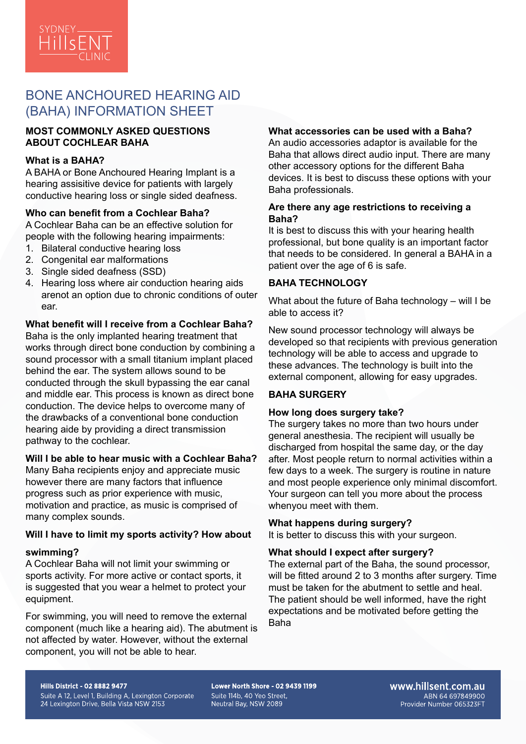# BONE ANCHOURED HEARING AID (BAHA) INFORMATION SHEET

## MOST COMMONLY ASKED QUESTIONS ABOUT COCHLEAR BAHA

### What is a BAHA?

A BAHA or Bone Anchoured Hearing Implant is a hearing assisitive device for patients with largely conductive hearing loss or single sided deafness.

### Who can benefit from a Cochlear Baha?

A Cochlear Baha can be an effective solution for people with the following hearing impairments:

1. Bilateral conductive hearing loss
2. Congenital ear malformations
3. Single sided deafness (SSD)
4. Hearing loss where air conduction hearing aids arenot an option due to chronic conditions of outer ear.

### What benefit will I receive from a Cochlear Baha?

Baha is the only implanted hearing treatment that works through direct bone conduction by combining a sound processor with a small titanium implant placed behind the ear. The system allows sound to be conducted through the skull bypassing the ear canal and middle ear. This process is known as direct bone conduction. The device helps to overcome many of the drawbacks of a conventional bone conduction hearing aide by providing a direct transmission pathway to the cochlear.

### Will I be able to hear music with a Cochlear Baha?

Many Baha recipients enjoy and appreciate music however there are many factors that influence progress such as prior experience with music, motivation and practice, as music is comprised of many complex sounds.

### Will I have to limit my sports activity? How about swimming?

A Cochlear Baha will not limit your swimming or sports activity. For more active or contact sports, it is suggested that you wear a helmet to protect your equipment.

For swimming, you will need to remove the external component (much like a hearing aid). The abutment is not affected by water. However, without the external component, you will not be able to hear.

### What accessories can be used with a Baha?

An audio accessories adaptor is available for the Baha that allows direct audio input. There are many other accessory options for the different Baha devices. It is best to discuss these options with your Baha professionals.

### Are there any age restrictions to receiving a Baha?

It is best to discuss this with your hearing health professional, but bone quality is an important factor that needs to be considered. In general a BAHA in a patient over the age of 6 is safe.

## BAHA TECHNOLOGY

What about the future of Baha technology – will I be able to access it?

New sound processor technology will always be developed so that recipients with previous generation technology will be able to access and upgrade to these advances. The technology is built into the external component, allowing for easy upgrades.

## BAHA SURGERY

### How long does surgery take?

The surgery takes no more than two hours under general anesthesia. The recipient will usually be discharged from hospital the same day, or the day after. Most people return to normal activities within a few days to a week. The surgery is routine in nature and most people experience only minimal discomfort. Your surgeon can tell you more about the process whenyou meet with them.

### What happens during surgery?

It is better to discuss this with your surgeon.

### What should I expect after surgery?

The external part of the Baha, the sound processor, will be fitted around 2 to 3 months after surgery. Time must be taken for the abutment to settle and heal. The patient should be well informed, have the right expectations and be motivated before getting the Baha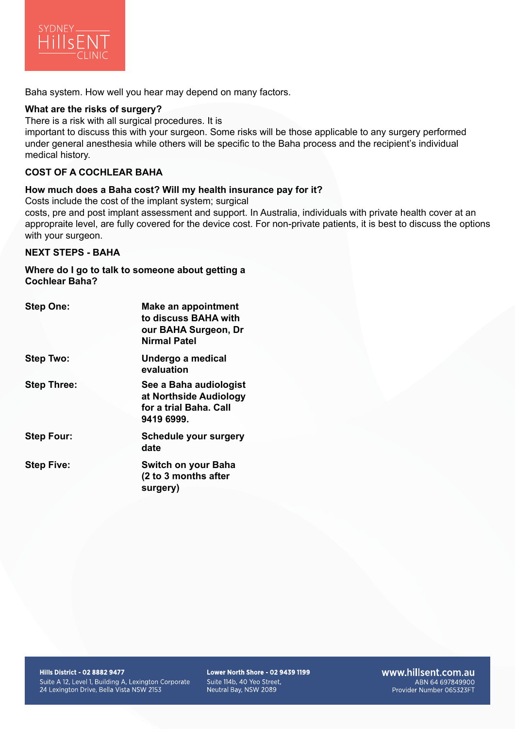Baha system. How well you hear may depend on many factors.

**What are the risks of surgery?**

There is a risk with all surgical procedures. It is important to discuss this with your surgeon. Some risks will be those applicable to any surgery performed under general anesthesia while others will be specific to the Baha process and the recipient's individual medical history.

## COST OF A COCHLEAR BAHA

**How much does a Baha cost? Will my health insurance pay for it?**

Costs include the cost of the implant system; surgical costs, pre and post implant assessment and support. In Australia, individuals with private health cover at an appropraite level, are fully covered for the device cost. For non-private patients, it is best to discuss the options with your surgeon.

## NEXT STEPS - BAHA

**Where do I go to talk to someone about getting a Cochlear Baha?**

| | |
|---|---|
| **Step One:** | **Make an appointment to discuss BAHA with our BAHA Surgeon, Dr Nirmal Patel** |
| **Step Two:** | **Undergo a medical evaluation** |
| **Step Three:** | **See a Baha audiologist at Northside Audiology for a trial Baha. Call 9419 6999.** |
| **Step Four:** | **Schedule your surgery date** |
| **Step Five:** | **Switch on your Baha (2 to 3 months after surgery)** |